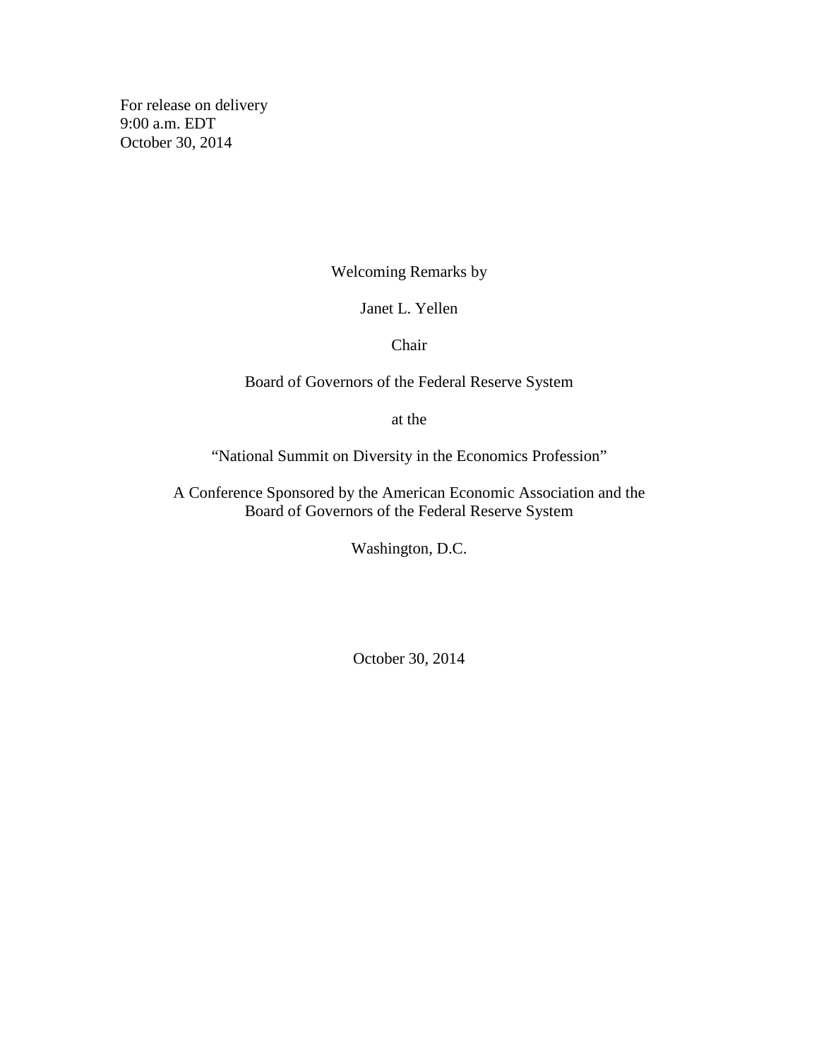For release on delivery
9:00 a.m. EDT
October 30, 2014

Welcoming Remarks by

Janet L. Yellen

Chair

Board of Governors of the Federal Reserve System

at the

"National Summit on Diversity in the Economics Profession"

A Conference Sponsored by the American Economic Association and the Board of Governors of the Federal Reserve System

Washington, D.C.

October 30, 2014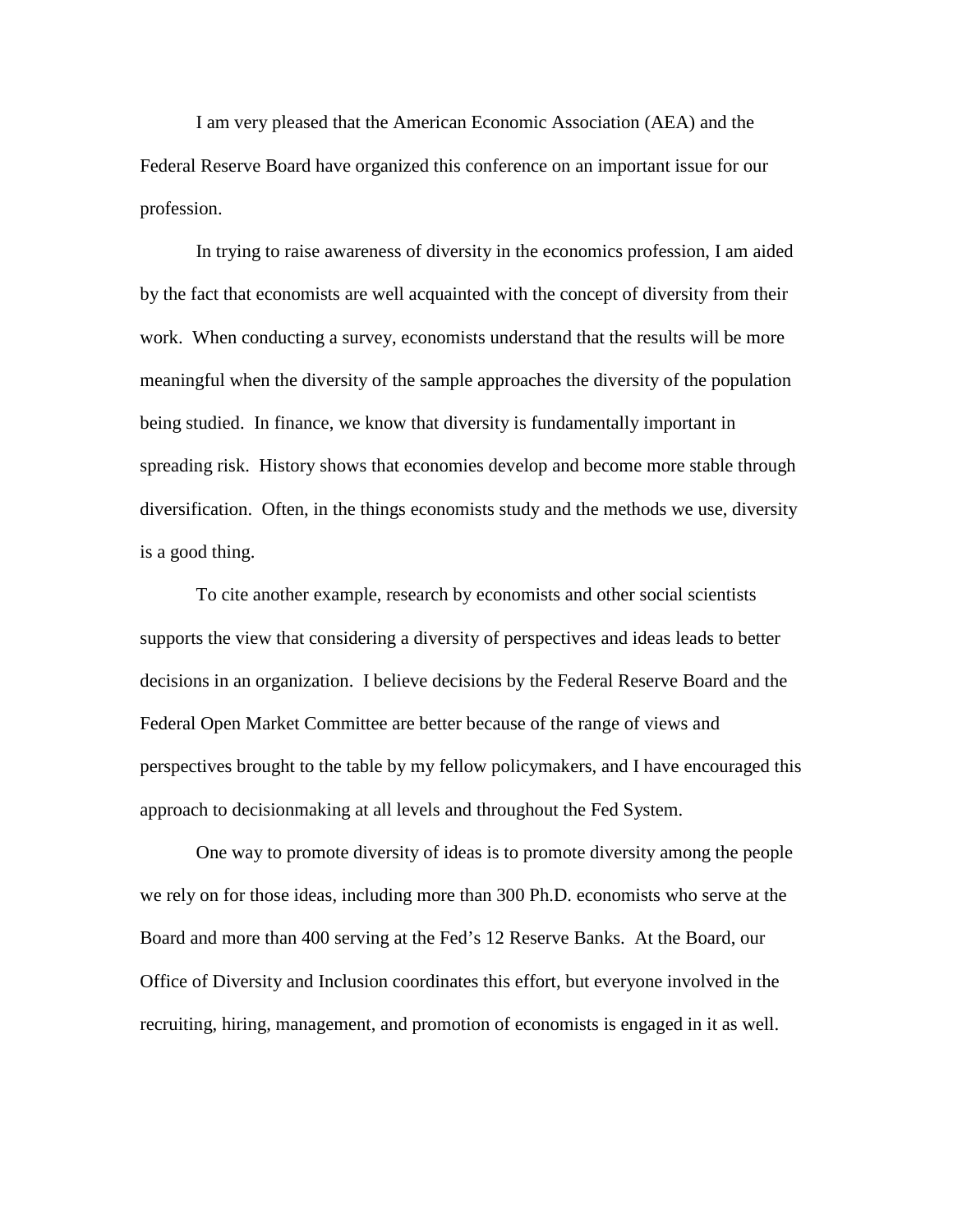I am very pleased that the American Economic Association (AEA) and the Federal Reserve Board have organized this conference on an important issue for our profession.

In trying to raise awareness of diversity in the economics profession, I am aided by the fact that economists are well acquainted with the concept of diversity from their work. When conducting a survey, economists understand that the results will be more meaningful when the diversity of the sample approaches the diversity of the population being studied. In finance, we know that diversity is fundamentally important in spreading risk. History shows that economies develop and become more stable through diversification. Often, in the things economists study and the methods we use, diversity is a good thing.

To cite another example, research by economists and other social scientists supports the view that considering a diversity of perspectives and ideas leads to better decisions in an organization. I believe decisions by the Federal Reserve Board and the Federal Open Market Committee are better because of the range of views and perspectives brought to the table by my fellow policymakers, and I have encouraged this approach to decisionmaking at all levels and throughout the Fed System.

One way to promote diversity of ideas is to promote diversity among the people we rely on for those ideas, including more than 300 Ph.D. economists who serve at the Board and more than 400 serving at the Fed's 12 Reserve Banks. At the Board, our Office of Diversity and Inclusion coordinates this effort, but everyone involved in the recruiting, hiring, management, and promotion of economists is engaged in it as well.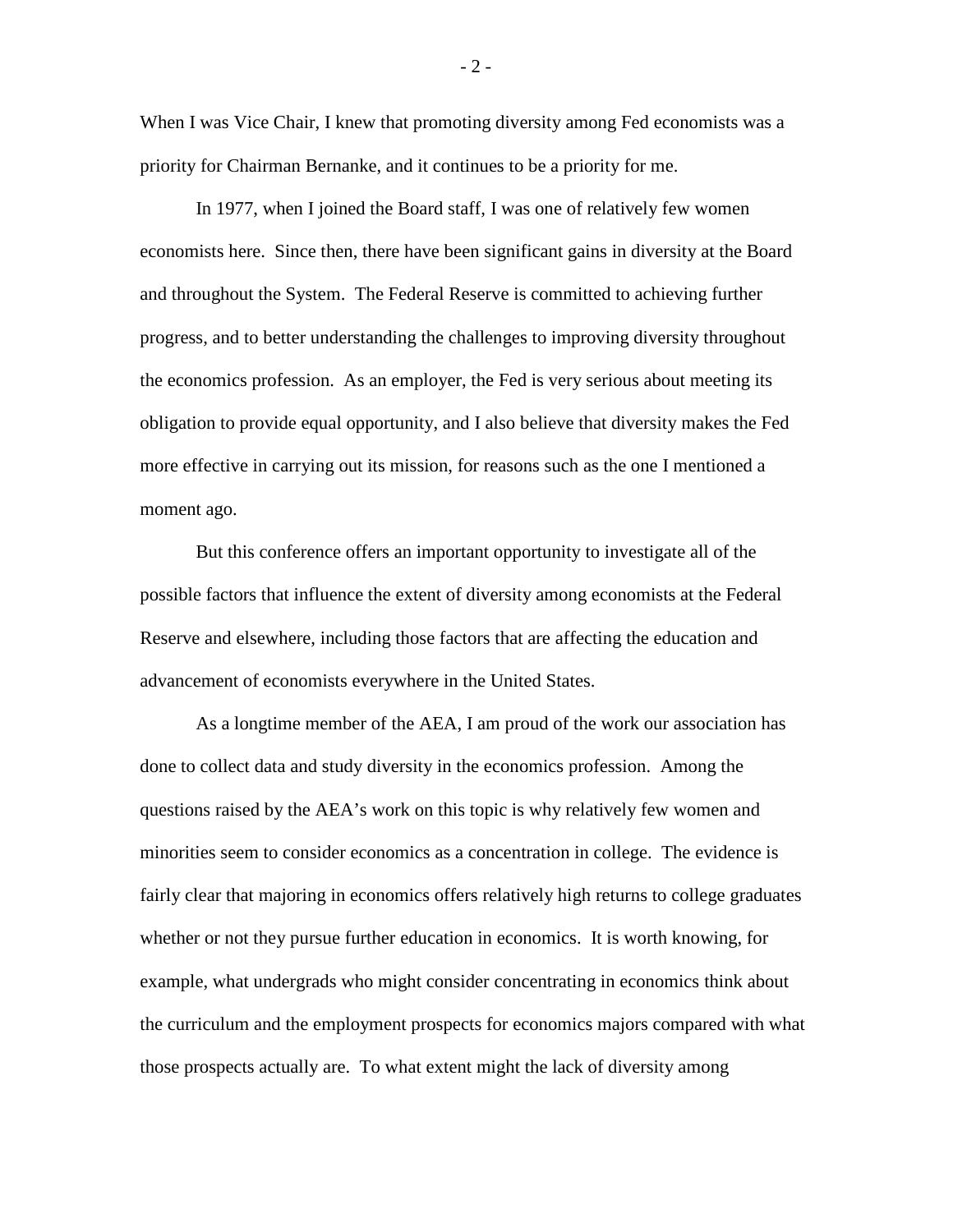When I was Vice Chair, I knew that promoting diversity among Fed economists was a priority for Chairman Bernanke, and it continues to be a priority for me.

In 1977, when I joined the Board staff, I was one of relatively few women economists here. Since then, there have been significant gains in diversity at the Board and throughout the System. The Federal Reserve is committed to achieving further progress, and to better understanding the challenges to improving diversity throughout the economics profession. As an employer, the Fed is very serious about meeting its obligation to provide equal opportunity, and I also believe that diversity makes the Fed more effective in carrying out its mission, for reasons such as the one I mentioned a moment ago.

But this conference offers an important opportunity to investigate all of the possible factors that influence the extent of diversity among economists at the Federal Reserve and elsewhere, including those factors that are affecting the education and advancement of economists everywhere in the United States.

As a longtime member of the AEA, I am proud of the work our association has done to collect data and study diversity in the economics profession. Among the questions raised by the AEA's work on this topic is why relatively few women and minorities seem to consider economics as a concentration in college. The evidence is fairly clear that majoring in economics offers relatively high returns to college graduates whether or not they pursue further education in economics. It is worth knowing, for example, what undergrads who might consider concentrating in economics think about the curriculum and the employment prospects for economics majors compared with what those prospects actually are. To what extent might the lack of diversity among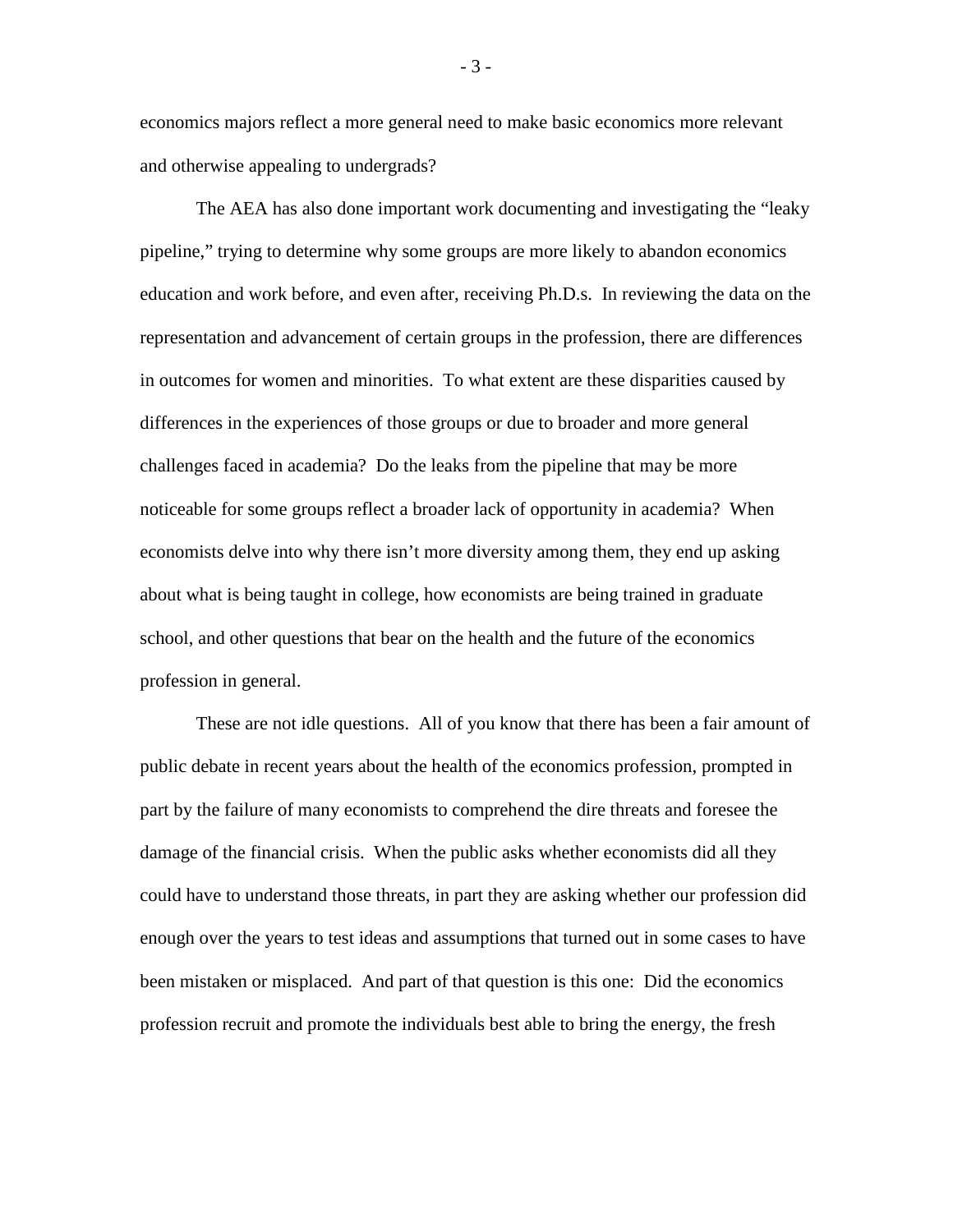economics majors reflect a more general need to make basic economics more relevant and otherwise appealing to undergrads?

The AEA has also done important work documenting and investigating the "leaky pipeline," trying to determine why some groups are more likely to abandon economics education and work before, and even after, receiving Ph.D.s. In reviewing the data on the representation and advancement of certain groups in the profession, there are differences in outcomes for women and minorities. To what extent are these disparities caused by differences in the experiences of those groups or due to broader and more general challenges faced in academia? Do the leaks from the pipeline that may be more noticeable for some groups reflect a broader lack of opportunity in academia? When economists delve into why there isn't more diversity among them, they end up asking about what is being taught in college, how economists are being trained in graduate school, and other questions that bear on the health and the future of the economics profession in general.

These are not idle questions. All of you know that there has been a fair amount of public debate in recent years about the health of the economics profession, prompted in part by the failure of many economists to comprehend the dire threats and foresee the damage of the financial crisis. When the public asks whether economists did all they could have to understand those threats, in part they are asking whether our profession did enough over the years to test ideas and assumptions that turned out in some cases to have been mistaken or misplaced. And part of that question is this one: Did the economics profession recruit and promote the individuals best able to bring the energy, the fresh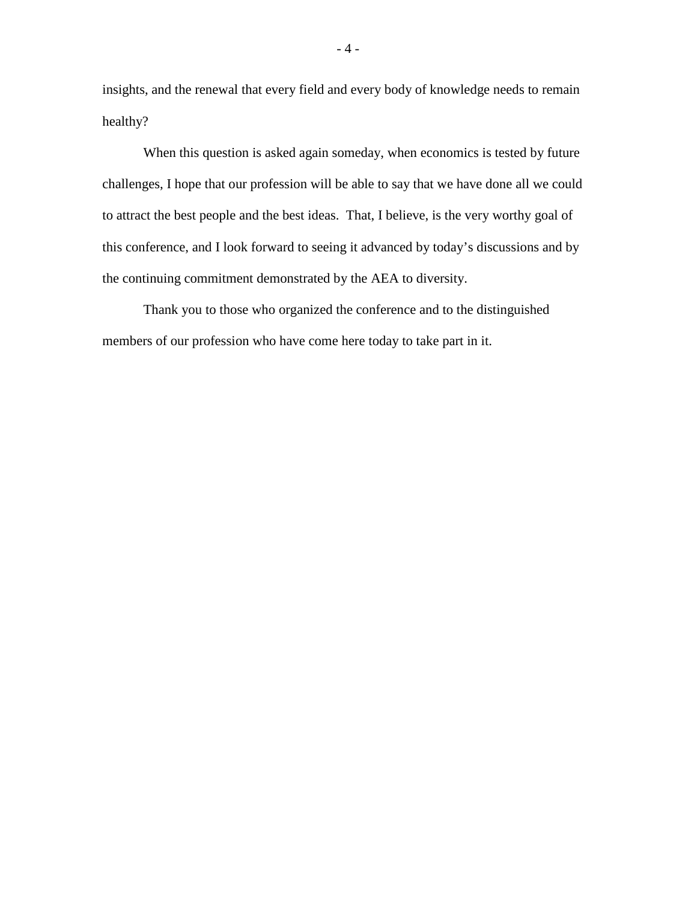insights, and the renewal that every field and every body of knowledge needs to remain healthy?

When this question is asked again someday, when economics is tested by future challenges, I hope that our profession will be able to say that we have done all we could to attract the best people and the best ideas. That, I believe, is the very worthy goal of this conference, and I look forward to seeing it advanced by today's discussions and by the continuing commitment demonstrated by the AEA to diversity.

Thank you to those who organized the conference and to the distinguished members of our profession who have come here today to take part in it.